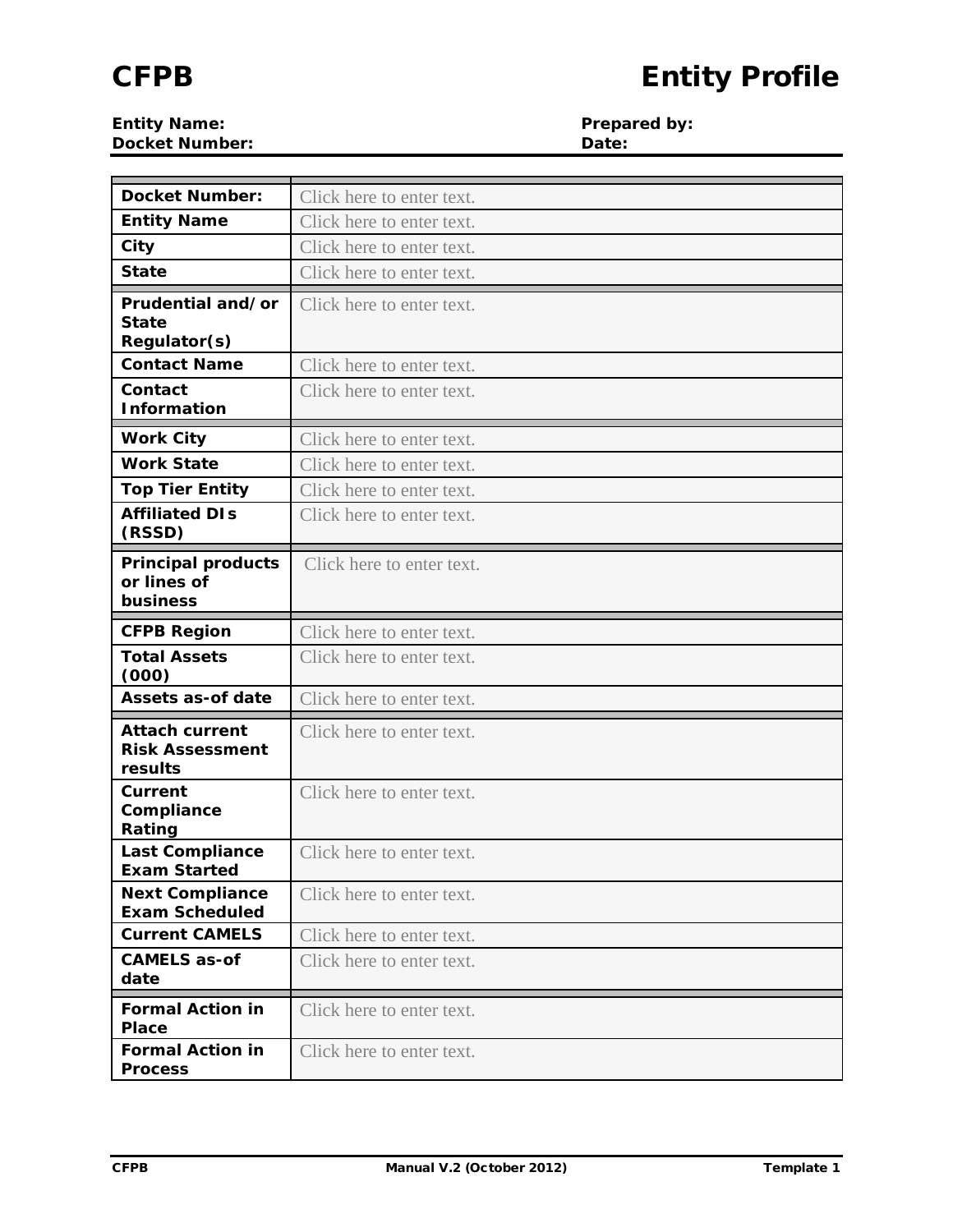# CFPB Entity Profile

**Entity Name:**
**Docket Number:**

**Prepared by:**
**Date:**

| | |
|---|---|
| **Docket Number:** | Click here to enter text. |
| **Entity Name** | Click here to enter text. |
| **City** | Click here to enter text. |
| **State** | Click here to enter text. |
| **Prudential and/or State Regulator(s)** | Click here to enter text. |
| **Contact Name** | Click here to enter text. |
| **Contact Information** | Click here to enter text. |
| **Work City** | Click here to enter text. |
| **Work State** | Click here to enter text. |
| **Top Tier Entity** | Click here to enter text. |
| **Affiliated DIs (RSSD)** | Click here to enter text. |
| **Principal products or lines of business** | Click here to enter text. |
| **CFPB Region** | Click here to enter text. |
| **Total Assets (000)** | Click here to enter text. |
| **Assets as-of date** | Click here to enter text. |
| **Attach current Risk Assessment results** | Click here to enter text. |
| **Current Compliance Rating** | Click here to enter text. |
| **Last Compliance Exam Started** | Click here to enter text. |
| **Next Compliance Exam Scheduled** | Click here to enter text. |
| **Current CAMELS** | Click here to enter text. |
| **CAMELS as-of date** | Click here to enter text. |
| **Formal Action in Place** | Click here to enter text. |
| **Formal Action in Process** | Click here to enter text. |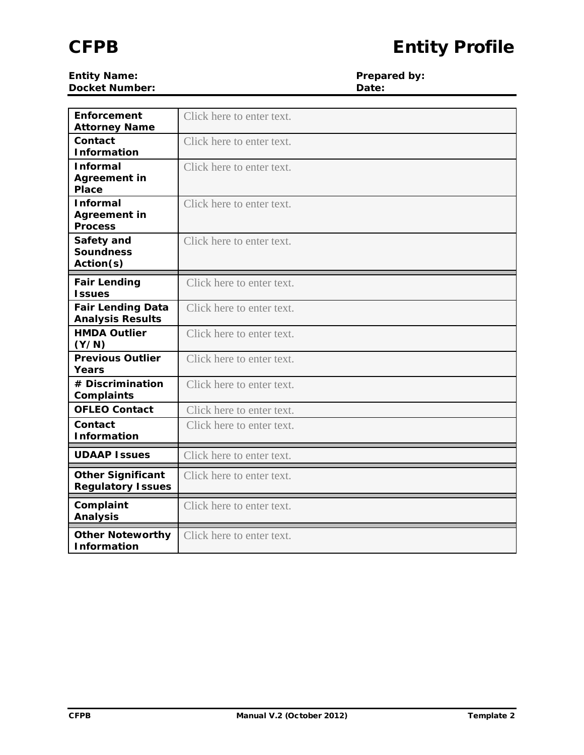# CFPB Entity Profile

**Entity Name:** 
**Docket Number:** 

**Prepared by:** 
**Date:** 

| | |
|---|---|
| **Enforcement Attorney Name** | Click here to enter text. |
| **Contact Information** | Click here to enter text. |
| **Informal Agreement in Place** | Click here to enter text. |
| **Informal Agreement in Process** | Click here to enter text. |
| **Safety and Soundness Action(s)** | Click here to enter text. |
| **Fair Lending Issues** | Click here to enter text. |
| **Fair Lending Data Analysis Results** | Click here to enter text. |
| **HMDA Outlier (Y/N)** | Click here to enter text. |
| **Previous Outlier Years** | Click here to enter text. |
| **# Discrimination Complaints** | Click here to enter text. |
| **OFLEO Contact** | Click here to enter text. |
| **Contact Information** | Click here to enter text. |
| **UDAAP Issues** | Click here to enter text. |
| **Other Significant Regulatory Issues** | Click here to enter text. |
| **Complaint Analysis** | Click here to enter text. |
| **Other Noteworthy Information** | Click here to enter text. |